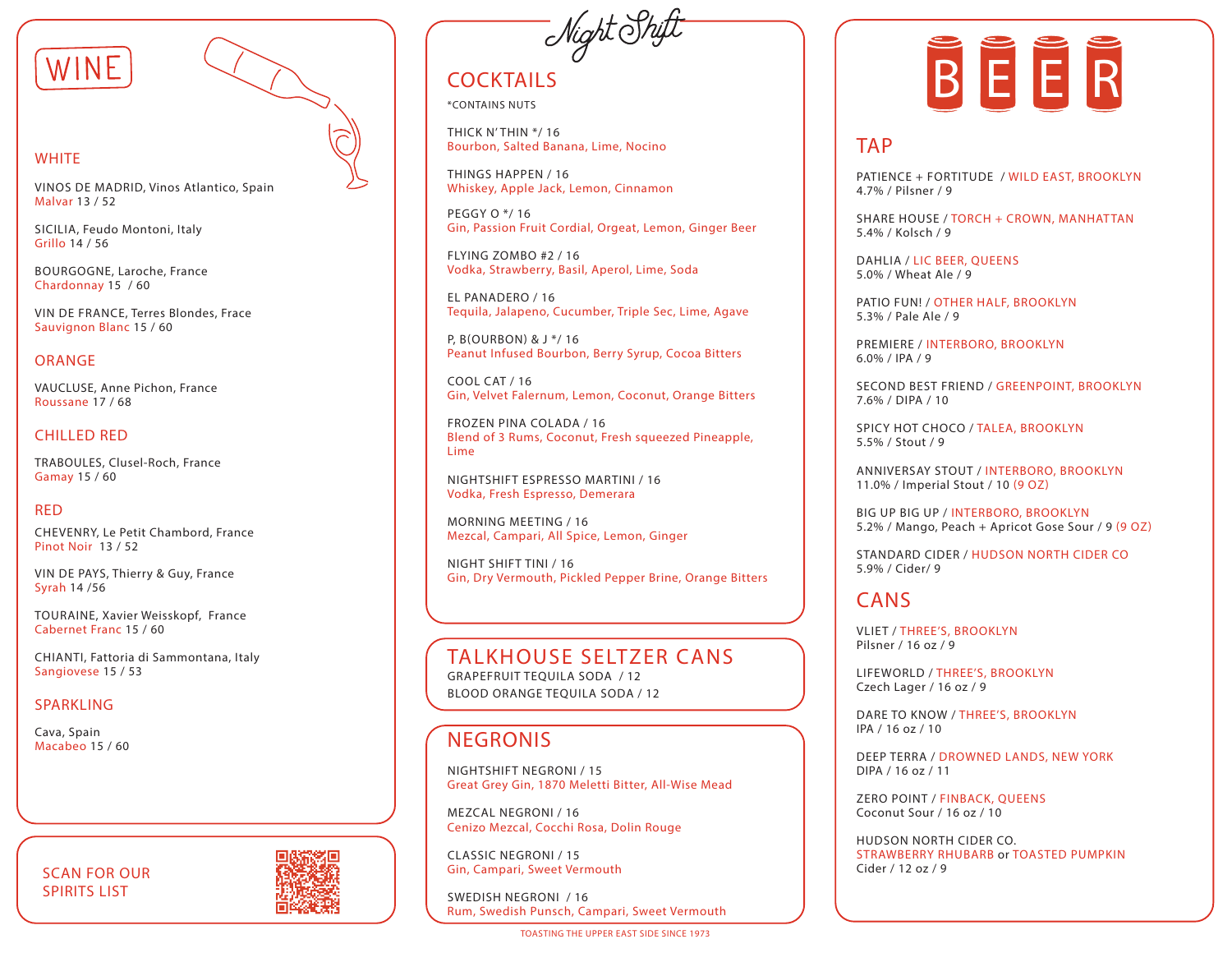# WINE

## WHITE

VINOS DE MADRID, Vinos Atlantico, Spain
Malvar 13 / 52

SICILIA, Feudo Montoni, Italy
Grillo 14 / 56

BOURGOGNE, Laroche, France
Chardonnay 15 / 60

VIN DE FRANCE, Terres Blondes, Frace
Sauvignon Blanc 15 / 60

## ORANGE

VAUCLUSE, Anne Pichon, France
Roussane 17 / 68

## CHILLED RED

TRABOULES, Clusel-Roch, France
Gamay 15 / 60

## RED

CHEVENRY, Le Petit Chambord, France
Pinot Noir 13 / 52

VIN DE PAYS, Thierry & Guy, France
Syrah 14 /56

TOURAINE, Xavier Weisskopf, France
Cabernet Franc 15 / 60

CHIANTI, Fattoria di Sammontana, Italy
Sangiovese 15 / 53

## SPARKLING

Cava, Spain
Macabeo 15 / 60

SCAN FOR OUR SPIRITS LIST

# Night Shift

## COCKTAILS

*CONTAINS NUTS

THICK N'THIN */ 16
Bourbon, Salted Banana, Lime, Nocino

THINGS HAPPEN / 16
Whiskey, Apple Jack, Lemon, Cinnamon

PEGGY O */ 16
Gin, Passion Fruit Cordial, Orgeat, Lemon, Ginger Beer

FLYING ZOMBO #2 / 16
Vodka, Strawberry, Basil, Aperol, Lime, Soda

EL PANADERO / 16
Tequila, Jalapeno, Cucumber, Triple Sec, Lime, Agave

P, B(OURBON) & J */ 16
Peanut Infused Bourbon, Berry Syrup, Cocoa Bitters

COOL CAT / 16
Gin, Velvet Falernum, Lemon, Coconut, Orange Bitters

FROZEN PINA COLADA / 16
Blend of 3 Rums, Coconut, Fresh squeezed Pineapple, Lime

NIGHTSHIFT ESPRESSO MARTINI / 16
Vodka, Fresh Espresso, Demerara

MORNING MEETING / 16
Mezcal, Campari, All Spice, Lemon, Ginger

NIGHT SHIFT TINI / 16
Gin, Dry Vermouth, Pickled Pepper Brine, Orange Bitters

## TALKHOUSE SELTZER CANS

GRAPEFRUIT TEQUILA SODA / 12
BLOOD ORANGE TEQUILA SODA / 12

## NEGRONIS

NIGHTSHIFT NEGRONI / 15
Great Grey Gin, 1870 Meletti Bitter, All-Wise Mead

MEZCAL NEGRONI / 16
Cenizo Mezcal, Cocchi Rosa, Dolin Rouge

CLASSIC NEGRONI / 15
Gin, Campari, Sweet Vermouth

SWEDISH NEGRONI / 16
Rum, Swedish Punsch, Campari, Sweet Vermouth

TOASTING THE UPPER EAST SIDE SINCE 1973

# BEER

## TAP

PATIENCE + FORTITUDE / WILD EAST, BROOKLYN
4.7% / Pilsner / 9

SHARE HOUSE / TORCH + CROWN, MANHATTAN
5.4% / Kolsch / 9

DAHLIA / LIC BEER, QUEENS
5.0% / Wheat Ale / 9

PATIO FUN! / OTHER HALF, BROOKLYN
5.3% / Pale Ale / 9

PREMIERE / INTERBORO, BROOKLYN
6.0% / IPA / 9

SECOND BEST FRIEND / GREENPOINT, BROOKLYN
7.6% / DIPA / 10

SPICY HOT CHOCO / TALEA, BROOKLYN
5.5% / Stout / 9

ANNIVERSAY STOUT / INTERBORO, BROOKLYN
11.0% / Imperial Stout / 10 (9 OZ)

BIG UP BIG UP / INTERBORO, BROOKLYN
5.2% / Mango, Peach + Apricot Gose Sour / 9 (9 OZ)

STANDARD CIDER / HUDSON NORTH CIDER CO
5.9% / Cider/ 9

## CANS

VLIET / THREE'S, BROOKLYN
Pilsner / 16 oz / 9

LIFEWORLD / THREE'S, BROOKLYN
Czech Lager / 16 oz / 9

DARE TO KNOW / THREE'S, BROOKLYN
IPA / 16 oz / 10

DEEP TERRA / DROWNED LANDS, NEW YORK
DIPA / 16 oz / 11

ZERO POINT / FINBACK, QUEENS
Coconut Sour / 16 oz / 10

HUDSON NORTH CIDER CO.
STRAWBERRY RHUBARB or TOASTED PUMPKIN
Cider / 12 oz / 9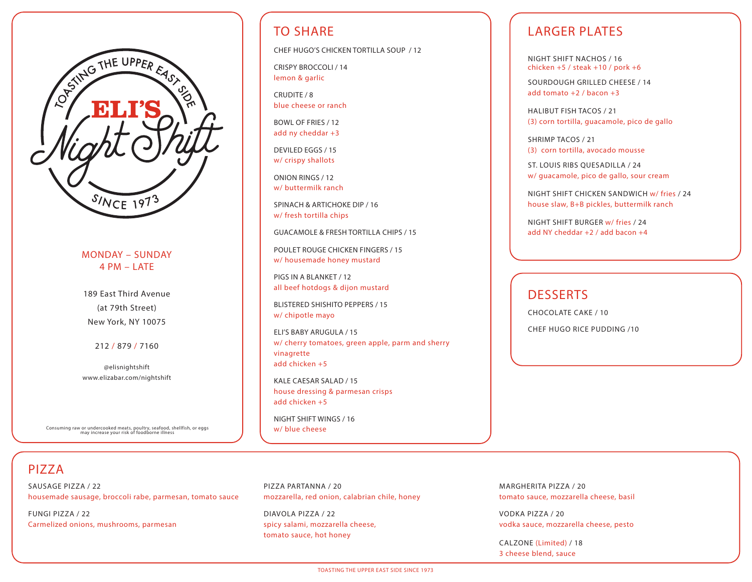TOASTING THE UPPER EAST SIDE

# ELI'S Night Shift

SINCE 1973

MONDAY – SUNDAY
4 PM – LATE

189 East Third Avenue
(at 79th Street)
New York, NY 10075

212 / 879 / 7160

@elisnightshift
www.elizabar.com/nightshift

Consuming raw or undercooked meats, poultry, seafood, shellfish, or eggs may increase your risk of foodborne illness

## TO SHARE

CHEF HUGO'S CHICKEN TORTILLA SOUP / 12

CRISPY BROCCOLI / 14
lemon & garlic

CRUDITE / 8
blue cheese or ranch

BOWL OF FRIES / 12
add ny cheddar +3

DEVILED EGGS / 15
w/ crispy shallots

ONION RINGS / 12
w/ buttermilk ranch

SPINACH & ARTICHOKE DIP / 16
w/ fresh tortilla chips

GUACAMOLE & FRESH TORTILLA CHIPS / 15

POULET ROUGE CHICKEN FINGERS / 15
w/ housemade honey mustard

PIGS IN A BLANKET / 12
all beef hotdogs & dijon mustard

BLISTERED SHISHITO PEPPERS / 15
w/ chipotle mayo

ELI'S BABY ARUGULA / 15
w/ cherry tomatoes, green apple, parm and sherry vinagrette
add chicken +5

KALE CAESAR SALAD / 15
house dressing & parmesan crisps
add chicken +5

NIGHT SHIFT WINGS / 16
w/ blue cheese

## LARGER PLATES

NIGHT SHIFT NACHOS / 16
chicken +5 / steak +10 / pork +6

SOURDOUGH GRILLED CHEESE / 14
add tomato +2 / bacon +3

HALIBUT FISH TACOS / 21
(3) corn tortilla, guacamole, pico de gallo

SHRIMP TACOS / 21
(3) corn tortilla, avocado mousse

ST. LOUIS RIBS QUESADILLA / 24
w/ guacamole, pico de gallo, sour cream

NIGHT SHIFT CHICKEN SANDWICH w/ fries / 24
house slaw, B+B pickles, buttermilk ranch

NIGHT SHIFT BURGER w/ fries / 24
add NY cheddar +2 / add bacon +4

## DESSERTS

CHOCOLATE CAKE / 10

CHEF HUGO RICE PUDDING /10

## PIZZA

SAUSAGE PIZZA / 22
housemade sausage, broccoli rabe, parmesan, tomato sauce

FUNGI PIZZA / 22
Carmelized onions, mushrooms, parmesan

PIZZA PARTANNA / 20
mozzarella, red onion, calabrian chile, honey

DIAVOLA PIZZA / 22
spicy salami, mozzarella cheese, tomato sauce, hot honey

MARGHERITA PIZZA / 20
tomato sauce, mozzarella cheese, basil

VODKA PIZZA / 20
vodka sauce, mozzarella cheese, pesto

CALZONE (Limited) / 18
3 cheese blend, sauce

TOASTING THE UPPER EAST SIDE SINCE 1973